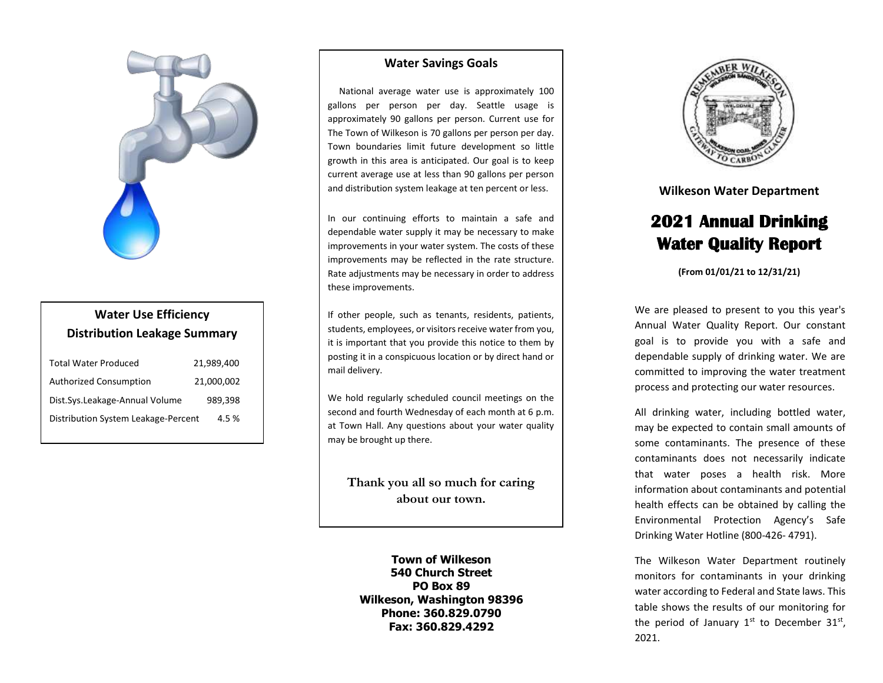## Water Use Efficiency Distribution Leakage Summary

| | |
|---|---|
| Total Water Produced | 21,989,400 |
| Authorized Consumption | 21,000,002 |
| Dist.Sys.Leakage-Annual Volume | 989,398 |
| Distribution System Leakage-Percent | 4.5 % |

## Water Savings Goals

National average water use is approximately 100 gallons per person per day. Seattle usage is approximately 90 gallons per person. Current use for The Town of Wilkeson is 70 gallons per person per day. Town boundaries limit future development so little growth in this area is anticipated. Our goal is to keep current average use at less than 90 gallons per person and distribution system leakage at ten percent or less.

In our continuing efforts to maintain a safe and dependable water supply it may be necessary to make improvements in your water system. The costs of these improvements may be reflected in the rate structure. Rate adjustments may be necessary in order to address these improvements.

If other people, such as tenants, residents, patients, students, employees, or visitors receive water from you, it is important that you provide this notice to them by posting it in a conspicuous location or by direct hand or mail delivery.

We hold regularly scheduled council meetings on the second and fourth Wednesday of each month at 6 p.m. at Town Hall. Any questions about your water quality may be brought up there.

**Thank you all so much for caring about our town.**

**Town of Wilkeson**
**540 Church Street**
**PO Box 89**
**Wilkeson, Washington 98396**
**Phone: 360.829.0790**
**Fax: 360.829.4292**

**Wilkeson Water Department**

# 2021 Annual Drinking Water Quality Report

**(From 01/01/21 to 12/31/21)**

We are pleased to present to you this year's Annual Water Quality Report. Our constant goal is to provide you with a safe and dependable supply of drinking water. We are committed to improving the water treatment process and protecting our water resources.

All drinking water, including bottled water, may be expected to contain small amounts of some contaminants. The presence of these contaminants does not necessarily indicate that water poses a health risk. More information about contaminants and potential health effects can be obtained by calling the Environmental Protection Agency's Safe Drinking Water Hotline (800-426- 4791).

The Wilkeson Water Department routinely monitors for contaminants in your drinking water according to Federal and State laws. This table shows the results of our monitoring for the period of January 1st to December 31st, 2021.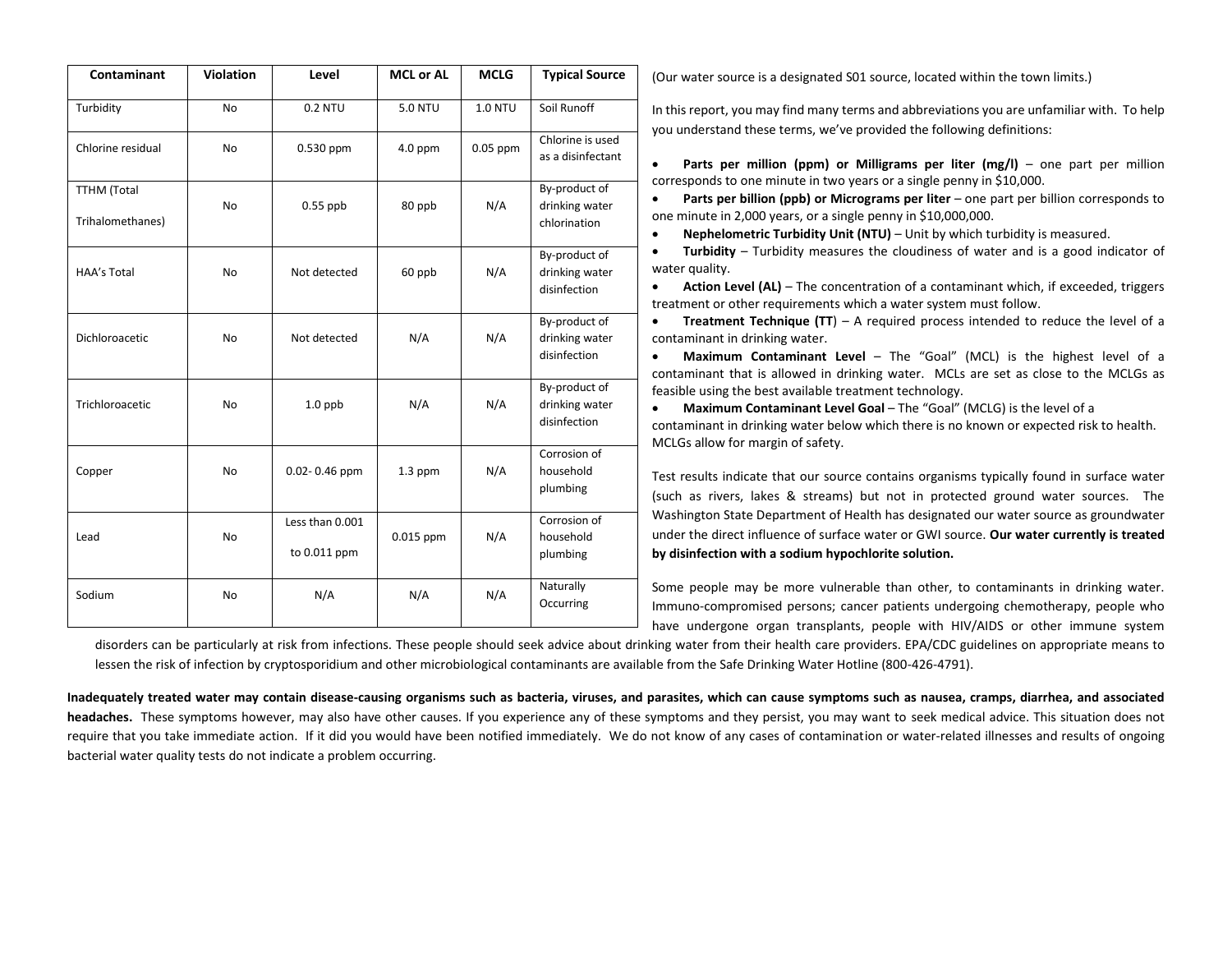| Contaminant | Violation | Level | MCL or AL | MCLG | Typical Source |
|---|---|---|---|---|---|
| Turbidity | No | 0.2 NTU | 5.0 NTU | 1.0 NTU | Soil Runoff |
| Chlorine residual | No | 0.530 ppm | 4.0 ppm | 0.05 ppm | Chlorine is used as a disinfectant |
| TTHM (Total Trihalomethanes) | No | 0.55 ppb | 80 ppb | N/A | By-product of drinking water chlorination |
| HAA's Total | No | Not detected | 60 ppb | N/A | By-product of drinking water disinfection |
| Dichloroacetic | No | Not detected | N/A | N/A | By-product of drinking water disinfection |
| Trichloroacetic | No | 1.0 ppb | N/A | N/A | By-product of drinking water disinfection |
| Copper | No | 0.02- 0.46 ppm | 1.3 ppm | N/A | Corrosion of household plumbing |
| Lead | No | Less than 0.001 to 0.011 ppm | 0.015 ppm | N/A | Corrosion of household plumbing |
| Sodium | No | N/A | N/A | N/A | Naturally Occurring |

(Our water source is a designated S01 source, located within the town limits.)

In this report, you may find many terms and abbreviations you are unfamiliar with. To help you understand these terms, we've provided the following definitions:

- **Parts per million (ppm) or Milligrams per liter (mg/l)** – one part per million corresponds to one minute in two years or a single penny in $10,000.
- **Parts per billion (ppb) or Micrograms per liter** – one part per billion corresponds to one minute in 2,000 years, or a single penny in $10,000,000.
- **Nephelometric Turbidity Unit (NTU)** – Unit by which turbidity is measured.
- **Turbidity** – Turbidity measures the cloudiness of water and is a good indicator of water quality.
- **Action Level (AL)** – The concentration of a contaminant which, if exceeded, triggers treatment or other requirements which a water system must follow.
- **Treatment Technique (TT**) – A required process intended to reduce the level of a contaminant in drinking water.
- **Maximum Contaminant Level** – The "Goal" (MCL) is the highest level of a contaminant that is allowed in drinking water. MCLs are set as close to the MCLGs as feasible using the best available treatment technology.
- **Maximum Contaminant Level Goal** – The "Goal" (MCLG) is the level of a contaminant in drinking water below which there is no known or expected risk to health. MCLGs allow for margin of safety.

Test results indicate that our source contains organisms typically found in surface water (such as rivers, lakes & streams) but not in protected ground water sources. The Washington State Department of Health has designated our water source as groundwater under the direct influence of surface water or GWI source. **Our water currently is treated by disinfection with a sodium hypochlorite solution.**

Some people may be more vulnerable than other, to contaminants in drinking water. Immuno-compromised persons; cancer patients undergoing chemotherapy, people who have undergone organ transplants, people with HIV/AIDS or other immune system disorders can be particularly at risk from infections. These people should seek advice about drinking water from their health care providers. EPA/CDC guidelines on appropriate means to lessen the risk of infection by cryptosporidium and other microbiological contaminants are available from the Safe Drinking Water Hotline (800-426-4791).

**Inadequately treated water may contain disease-causing organisms such as bacteria, viruses, and parasites, which can cause symptoms such as nausea, cramps, diarrhea, and associated headaches.** These symptoms however, may also have other causes. If you experience any of these symptoms and they persist, you may want to seek medical advice. This situation does not require that you take immediate action. If it did you would have been notified immediately. We do not know of any cases of contamination or water-related illnesses and results of ongoing bacterial water quality tests do not indicate a problem occurring.